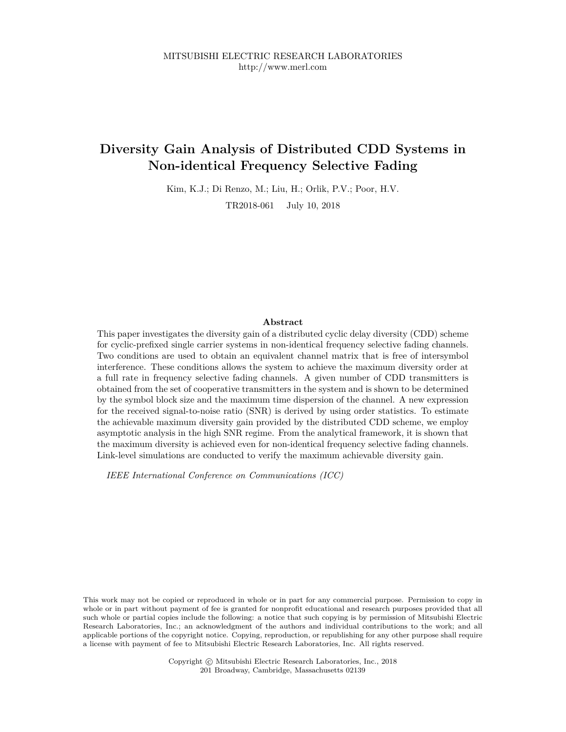MITSUBISHI ELECTRIC RESEARCH LABORATORIES
http://www.merl.com

# Diversity Gain Analysis of Distributed CDD Systems in Non-identical Frequency Selective Fading

Kim, K.J.; Di Renzo, M.; Liu, H.; Orlik, P.V.; Poor, H.V.

TR2018-061 July 10, 2018

## Abstract

This paper investigates the diversity gain of a distributed cyclic delay diversity (CDD) scheme for cyclic-prefixed single carrier systems in non-identical frequency selective fading channels. Two conditions are used to obtain an equivalent channel matrix that is free of intersymbol interference. These conditions allows the system to achieve the maximum diversity order at a full rate in frequency selective fading channels. A given number of CDD transmitters is obtained from the set of cooperative transmitters in the system and is shown to be determined by the symbol block size and the maximum time dispersion of the channel. A new expression for the received signal-to-noise ratio (SNR) is derived by using order statistics. To estimate the achievable maximum diversity gain provided by the distributed CDD scheme, we employ asymptotic analysis in the high SNR regime. From the analytical framework, it is shown that the maximum diversity is achieved even for non-identical frequency selective fading channels. Link-level simulations are conducted to verify the maximum achievable diversity gain.

*IEEE International Conference on Communications (ICC)*

This work may not be copied or reproduced in whole or in part for any commercial purpose. Permission to copy in whole or in part without payment of fee is granted for nonprofit educational and research purposes provided that all such whole or partial copies include the following: a notice that such copying is by permission of Mitsubishi Electric Research Laboratories, Inc.; an acknowledgment of the authors and individual contributions to the work; and all applicable portions of the copyright notice. Copying, reproduction, or republishing for any other purpose shall require a license with payment of fee to Mitsubishi Electric Research Laboratories, Inc. All rights reserved.

Copyright © Mitsubishi Electric Research Laboratories, Inc., 2018
201 Broadway, Cambridge, Massachusetts 02139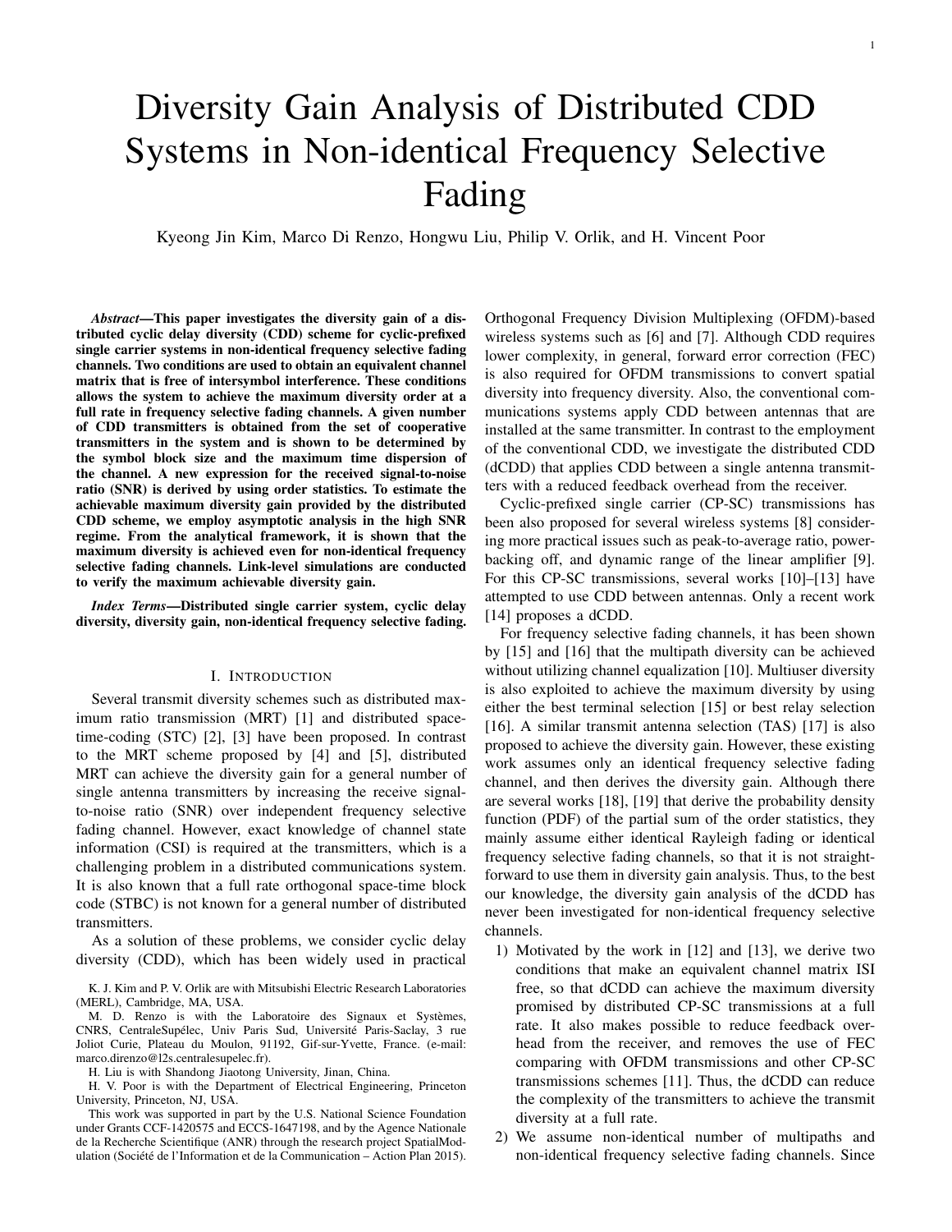# Diversity Gain Analysis of Distributed CDD Systems in Non-identical Frequency Selective Fading

Kyeong Jin Kim, Marco Di Renzo, Hongwu Liu, Philip V. Orlik, and H. Vincent Poor

***Abstract*—This paper investigates the diversity gain of a distributed cyclic delay diversity (CDD) scheme for cyclic-prefixed single carrier systems in non-identical frequency selective fading channels. Two conditions are used to obtain an equivalent channel matrix that is free of intersymbol interference. These conditions allows the system to achieve the maximum diversity order at a full rate in frequency selective fading channels. A given number of CDD transmitters is obtained from the set of cooperative transmitters in the system and is shown to be determined by the symbol block size and the maximum time dispersion of the channel. A new expression for the received signal-to-noise ratio (SNR) is derived by using order statistics. To estimate the achievable maximum diversity gain provided by the distributed CDD scheme, we employ asymptotic analysis in the high SNR regime. From the analytical framework, it is shown that the maximum diversity is achieved even for non-identical frequency selective fading channels. Link-level simulations are conducted to verify the maximum achievable diversity gain.**

***Index Terms*—Distributed single carrier system, cyclic delay diversity, diversity gain, non-identical frequency selective fading.**

## I. Introduction

Several transmit diversity schemes such as distributed maximum ratio transmission (MRT) [1] and distributed space-time-coding (STC) [2], [3] have been proposed. In contrast to the MRT scheme proposed by [4] and [5], distributed MRT can achieve the diversity gain for a general number of single antenna transmitters by increasing the receive signal-to-noise ratio (SNR) over independent frequency selective fading channel. However, exact knowledge of channel state information (CSI) is required at the transmitters, which is a challenging problem in a distributed communications system. It is also known that a full rate orthogonal space-time block code (STBC) is not known for a general number of distributed transmitters.

As a solution of these problems, we consider cyclic delay diversity (CDD), which has been widely used in practical Orthogonal Frequency Division Multiplexing (OFDM)-based wireless systems such as [6] and [7]. Although CDD requires lower complexity, in general, forward error correction (FEC) is also required for OFDM transmissions to convert spatial diversity into frequency diversity. Also, the conventional communications systems apply CDD between antennas that are installed at the same transmitter. In contrast to the employment of the conventional CDD, we investigate the distributed CDD (dCDD) that applies CDD between a single antenna transmitters with a reduced feedback overhead from the receiver.

Cyclic-prefixed single carrier (CP-SC) transmissions has been also proposed for several wireless systems [8] considering more practical issues such as peak-to-average ratio, power-backing off, and dynamic range of the linear amplifier [9]. For this CP-SC transmissions, several works [10]–[13] have attempted to use CDD between antennas. Only a recent work [14] proposes a dCDD.

For frequency selective fading channels, it has been shown by [15] and [16] that the multipath diversity can be achieved without utilizing channel equalization [10]. Multiuser diversity is also exploited to achieve the maximum diversity by using either the best terminal selection [15] or best relay selection [16]. A similar transmit antenna selection (TAS) [17] is also proposed to achieve the diversity gain. However, these existing work assumes only an identical frequency selective fading channel, and then derives the diversity gain. Although there are several works [18], [19] that derive the probability density function (PDF) of the partial sum of the order statistics, they mainly assume either identical Rayleigh fading or identical frequency selective fading channels, so that it is not straightforward to use them in diversity gain analysis. Thus, to the best our knowledge, the diversity gain analysis of the dCDD has never been investigated for non-identical frequency selective channels.

1) Motivated by the work in [12] and [13], we derive two conditions that make an equivalent channel matrix ISI free, so that dCDD can achieve the maximum diversity promised by distributed CP-SC transmissions at a full rate. It also makes possible to reduce feedback overhead from the receiver, and removes the use of FEC comparing with OFDM transmissions and other CP-SC transmissions schemes [11]. Thus, the dCDD can reduce the complexity of the transmitters to achieve the transmit diversity at a full rate.
2) We assume non-identical number of multipaths and non-identical frequency selective fading channels. Since

K. J. Kim and P. V. Orlik are with Mitsubishi Electric Research Laboratories (MERL), Cambridge, MA, USA.

M. D. Renzo is with the Laboratoire des Signaux et Systèmes, CNRS, CentraleSupélec, Univ Paris Sud, Université Paris-Saclay, 3 rue Joliot Curie, Plateau du Moulon, 91192, Gif-sur-Yvette, France. (e-mail: marco.direnzo@l2s.centralesupelec.fr).

H. Liu is with Shandong Jiaotong University, Jinan, China.

H. V. Poor is with the Department of Electrical Engineering, Princeton University, Princeton, NJ, USA.

This work was supported in part by the U.S. National Science Foundation under Grants CCF-1420575 and ECCS-1647198, and by the Agence Nationale de la Recherche Scientifique (ANR) through the research project SpatialModulation (Société de l'Information et de la Communication – Action Plan 2015).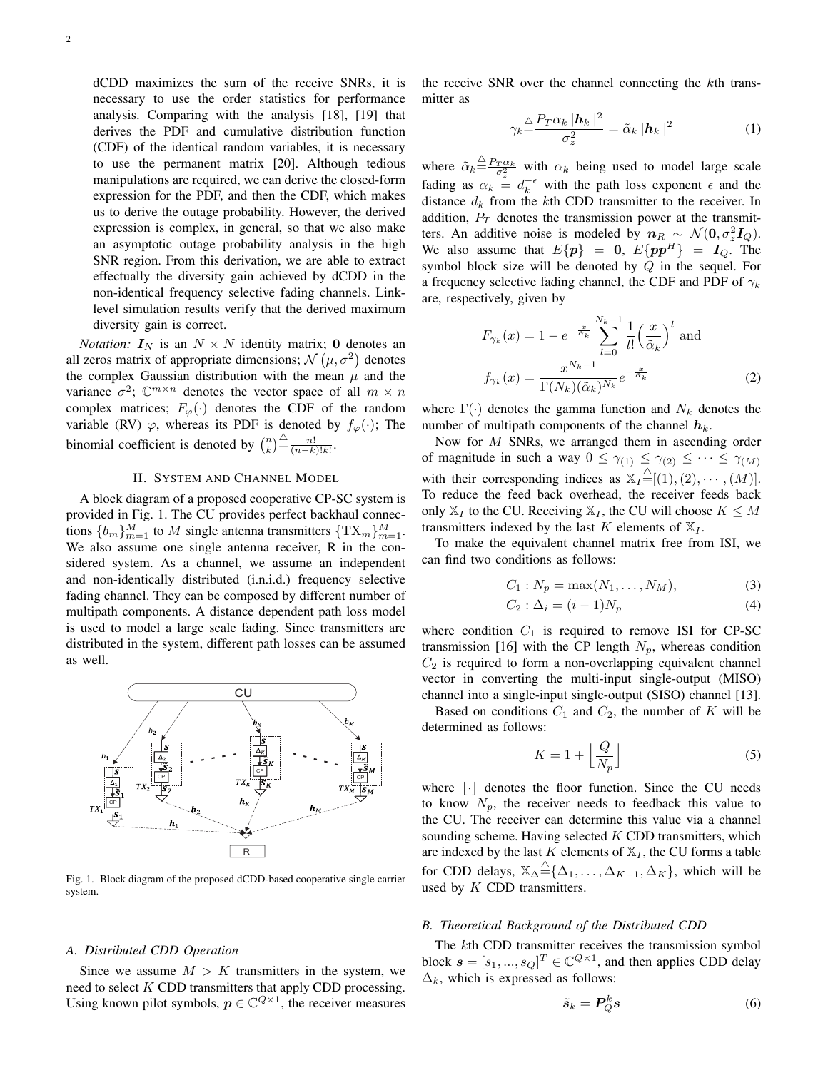dCDD maximizes the sum of the receive SNRs, it is necessary to use the order statistics for performance analysis. Comparing with the analysis [18], [19] that derives the PDF and cumulative distribution function (CDF) of the identical random variables, it is necessary to use the permanent matrix [20]. Although tedious manipulations are required, we can derive the closed-form expression for the PDF, and then the CDF, which makes us to derive the outage probability. However, the derived expression is complex, in general, so that we also make an asymptotic outage probability analysis in the high SNR region. From this derivation, we are able to extract effectually the diversity gain achieved by dCDD in the non-identical frequency selective fading channels. Link-level simulation results verify that the derived maximum diversity gain is correct.

*Notation:* $\boldsymbol{I}_N$ is an $N \times N$ identity matrix; $\boldsymbol{0}$ denotes an all zeros matrix of appropriate dimensions; $\mathcal{N}\left(\mu, \sigma^2\right)$ denotes the complex Gaussian distribution with the mean $\mu$ and the variance $\sigma^2$; $\mathbb{C}^{m\times n}$ denotes the vector space of all $m \times n$ complex matrices; $F_{\varphi}(\cdot)$ denotes the CDF of the random variable (RV) $\varphi$, whereas its PDF is denoted by $f_{\varphi}(\cdot)$; The binomial coefficient is denoted by $\binom{n}{k} \overset{\triangle}{=} \frac{n!}{(n-k)!k!}$.

## II. System and Channel Model

A block diagram of a proposed cooperative CP-SC system is provided in Fig. 1. The CU provides perfect backhaul connections $\{b_m\}_{m=1}^{M}$ to $M$ single antenna transmitters $\{\mathrm{TX}_m\}_{m=1}^{M}$. We also assume one single antenna receiver, R in the considered system. As a channel, we assume an independent and non-identically distributed (i.n.i.d.) frequency selective fading channel. They can be composed by different number of multipath components. A distance dependent path loss model is used to model a large scale fading. Since transmitters are distributed in the system, different path losses can be assumed as well.

Fig. 1. Block diagram of the proposed dCDD-based cooperative single carrier system.

### A. Distributed CDD Operation

Since we assume $M > K$ transmitters in the system, we need to select $K$ CDD transmitters that apply CDD processing. Using known pilot symbols, $\boldsymbol{p} \in \mathbb{C}^{Q\times 1}$, the receiver measures the receive SNR over the channel connecting the $k$th transmitter as

$$\gamma_k \overset{\triangle}{=} \frac{P_T \alpha_k \|\boldsymbol{h}_k\|^2}{\sigma_z^2} = \tilde{\alpha}_k \|\boldsymbol{h}_k\|^2 \tag{1}$$

where $\tilde{\alpha}_k \overset{\triangle}{=} \frac{P_T \alpha_k}{\sigma_z^2}$ with $\alpha_k$ being used to model large scale fading as $\alpha_k = d_k^{-\epsilon}$ with the path loss exponent $\epsilon$ and the distance $d_k$ from the $k$th CDD transmitter to the receiver. In addition, $P_T$ denotes the transmission power at the transmitters. An additive noise is modeled by $\boldsymbol{n}_R \sim \mathcal{N}(\boldsymbol{0}, \sigma_z^2 \boldsymbol{I}_Q)$. We also assume that $E\{\boldsymbol{p}\} = \boldsymbol{0}$, $E\{\boldsymbol{p}\boldsymbol{p}^H\} = \boldsymbol{I}_Q$. The symbol block size will be denoted by $Q$ in the sequel. For a frequency selective fading channel, the CDF and PDF of $\gamma_k$ are, respectively, given by

$$F_{\gamma_k}(x) = 1 - e^{-\frac{x}{\tilde{\alpha}_k}} \sum_{l=0}^{N_k-1} \frac{1}{l!}\Big(\frac{x}{\tilde{\alpha}_k}\Big)^l \text{ and}$$
$$f_{\gamma_k}(x) = \frac{x^{N_k-1}}{\Gamma(N_k)(\tilde{\alpha}_k)^{N_k}} e^{-\frac{x}{\tilde{\alpha}_k}} \tag{2}$$

where $\Gamma(\cdot)$ denotes the gamma function and $N_k$ denotes the number of multipath components of the channel $\boldsymbol{h}_k$.

Now for $M$ SNRs, we arranged them in ascending order of magnitude in such a way $0 \le \gamma_{(1)} \le \gamma_{(2)} \le \cdots \le \gamma_{(M)}$ with their corresponding indices as $\mathbb{X}_I \overset{\triangle}{=} [(1), (2), \cdots, (M)]$. To reduce the feed back overhead, the receiver feeds back only $\mathbb{X}_I$ to the CU. Receiving $\mathbb{X}_I$, the CU will choose $K \le M$ transmitters indexed by the last $K$ elements of $\mathbb{X}_I$.

To make the equivalent channel matrix free from ISI, we can find two conditions as follows:

$$C_1 : N_p = \max(N_1, \ldots, N_M), \tag{3}$$
$$C_2 : \Delta_i = (i-1)N_p \tag{4}$$

where condition $C_1$ is required to remove ISI for CP-SC transmission [16] with the CP length $N_p$, whereas condition $C_2$ is required to form a non-overlapping equivalent channel vector in converting the multi-input single-output (MISO) channel into a single-input single-output (SISO) channel [13].

Based on conditions $C_1$ and $C_2$, the number of $K$ will be determined as follows:

$$K = 1 + \Big\lfloor \frac{Q}{N_p} \Big\rfloor \tag{5}$$

where $\lfloor \cdot \rfloor$ denotes the floor function. Since the CU needs to know $N_p$, the receiver needs to feedback this value to the CU. The receiver can determine this value via a channel sounding scheme. Having selected $K$ CDD transmitters, which are indexed by the last $K$ elements of $\mathbb{X}_I$, the CU forms a table for CDD delays, $\mathbb{X}_\Delta \overset{\triangle}{=} \{\Delta_1, \ldots, \Delta_{K-1}, \Delta_K\}$, which will be used by $K$ CDD transmitters.

### B. Theoretical Background of the Distributed CDD

The $k$th CDD transmitter receives the transmission symbol block $\boldsymbol{s} = [s_1, ..., s_Q]^T \in \mathbb{C}^{Q\times 1}$, and then applies CDD delay $\Delta_k$, which is expressed as follows:

$$\tilde{\boldsymbol{s}}_k = \boldsymbol{P}_Q^k \boldsymbol{s} \tag{6}$$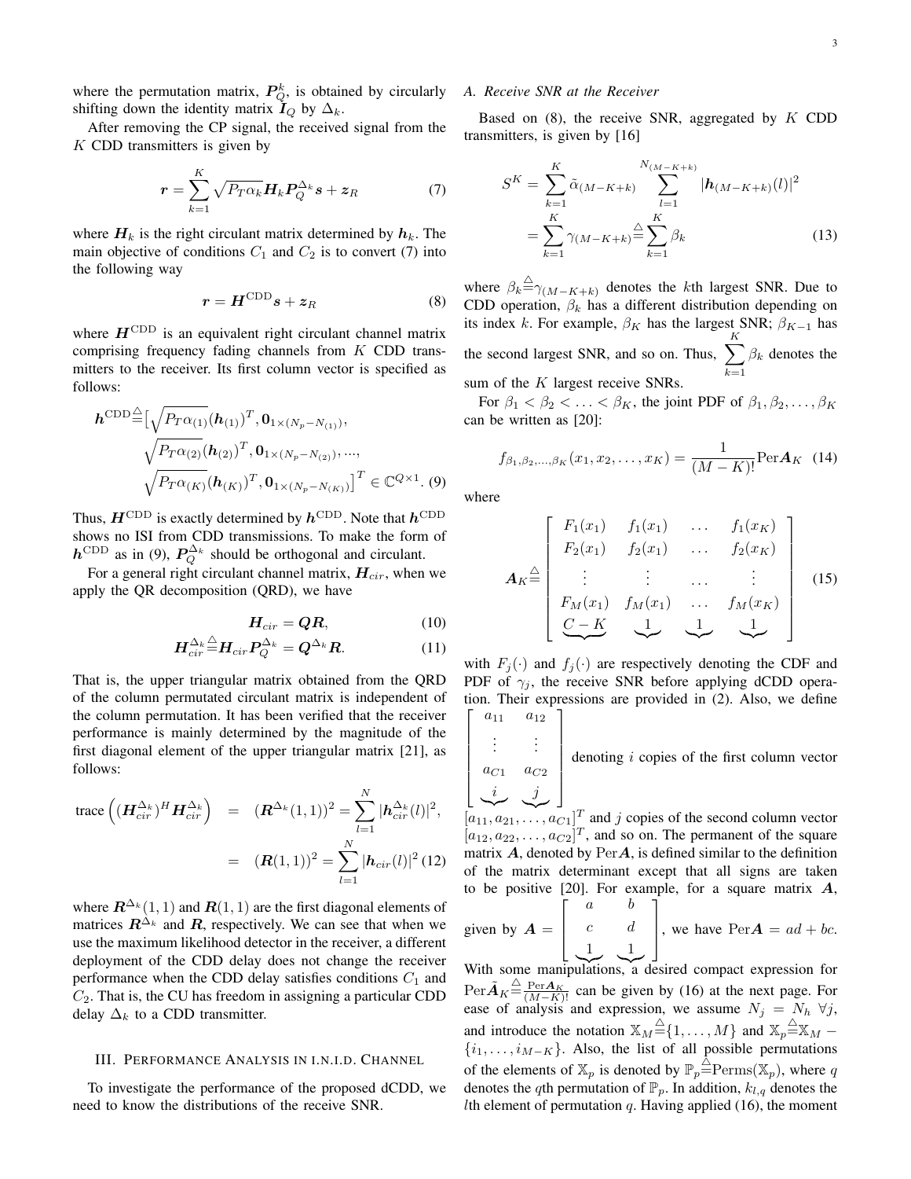where the permutation matrix, $\boldsymbol{P}_Q^k$, is obtained by circularly shifting down the identity matrix $\boldsymbol{I}_Q$ by $\Delta_k$.

After removing the CP signal, the received signal from the $K$ CDD transmitters is given by

$$\boldsymbol{r} = \sum_{k=1}^{K} \sqrt{P_T \alpha_k} \boldsymbol{H}_k \boldsymbol{P}_Q^{\Delta_k} \boldsymbol{s} + \boldsymbol{z}_R \tag{7}$$

where $\boldsymbol{H}_k$ is the right circulant matrix determined by $\boldsymbol{h}_k$. The main objective of conditions $C_1$ and $C_2$ is to convert (7) into the following way

$$\boldsymbol{r} = \boldsymbol{H}^{\text{CDD}} \boldsymbol{s} + \boldsymbol{z}_R \tag{8}$$

where $\boldsymbol{H}^{\text{CDD}}$ is an equivalent right circulant channel matrix comprising frequency fading channels from $K$ CDD transmitters to the receiver. Its first column vector is specified as follows:

$$\begin{aligned}\boldsymbol{h}^{\text{CDD}} \triangleq \big[ &\sqrt{P_T \alpha_{(1)}} (\boldsymbol{h}_{(1)})^T, \boldsymbol{0}_{1\times(N_p - N_{(1)})}, \\ &\sqrt{P_T \alpha_{(2)}} (\boldsymbol{h}_{(2)})^T, \boldsymbol{0}_{1\times(N_p - N_{(2)})}, ..., \\ &\sqrt{P_T \alpha_{(K)}} (\boldsymbol{h}_{(K)})^T, \boldsymbol{0}_{1\times(N_p - N_{(K)})} \big]^T \in \mathbb{C}^{Q\times 1}. \end{aligned} \tag{9}$$

Thus, $\boldsymbol{H}^{\text{CDD}}$ is exactly determined by $\boldsymbol{h}^{\text{CDD}}$. Note that $\boldsymbol{h}^{\text{CDD}}$ shows no ISI from CDD transmissions. To make the form of $\boldsymbol{h}^{\text{CDD}}$ as in (9), $\boldsymbol{P}_Q^{\Delta_k}$ should be orthogonal and circulant.

For a general right circulant channel matrix, $\boldsymbol{H}_{cir}$, when we apply the QR decomposition (QRD), we have

$$\boldsymbol{H}_{cir} = \boldsymbol{Q}\boldsymbol{R}, \tag{10}$$

$$\boldsymbol{H}_{cir}^{\Delta_k} \triangleq \boldsymbol{H}_{cir} \boldsymbol{P}_Q^{\Delta_k} = \boldsymbol{Q}^{\Delta_k} \boldsymbol{R}. \tag{11}$$

That is, the upper triangular matrix obtained from the QRD of the column permutated circulant matrix is independent of the column permutation. It has been verified that the receiver performance is mainly determined by the magnitude of the first diagonal element of the upper triangular matrix [21], as follows:

$$\begin{aligned}\text{trace}\left( (\boldsymbol{H}_{cir}^{\Delta_k})^H \boldsymbol{H}_{cir}^{\Delta_k} \right) &= (\boldsymbol{R}^{\Delta_k}(1,1))^2 = \sum_{l=1}^{N} |\boldsymbol{h}_{cir}^{\Delta_k}(l)|^2, \\ &= (\boldsymbol{R}(1,1))^2 = \sum_{l=1}^{N} |\boldsymbol{h}_{cir}(l)|^2 \end{aligned} \tag{12}$$

where $\boldsymbol{R}^{\Delta_k}(1,1)$ and $\boldsymbol{R}(1,1)$ are the first diagonal elements of matrices $\boldsymbol{R}^{\Delta_k}$ and $\boldsymbol{R}$, respectively. We can see that when we use the maximum likelihood detector in the receiver, a different deployment of the CDD delay does not change the receiver performance when the CDD delay satisfies conditions $C_1$ and $C_2$. That is, the CU has freedom in assigning a particular CDD delay $\Delta_k$ to a CDD transmitter.

## III. Performance Analysis in i.n.i.d. Channel

To investigate the performance of the proposed dCDD, we need to know the distributions of the receive SNR.

### A. Receive SNR at the Receiver

Based on (8), the receive SNR, aggregated by $K$ CDD transmitters, is given by [16]

$$\begin{aligned} S^K &= \sum_{k=1}^{K} \tilde{\alpha}_{(M-K+k)} \sum_{l=1}^{N_{(M-K+k)}} |\boldsymbol{h}_{(M-K+k)}(l)|^2 \\ &= \sum_{k=1}^{K} \gamma_{(M-K+k)} \triangleq \sum_{k=1}^{K} \beta_k \end{aligned} \tag{13}$$

where $\beta_k \triangleq \gamma_{(M-K+k)}$ denotes the $k$th largest SNR. Due to CDD operation, $\beta_k$ has a different distribution depending on its index $k$. For example, $\beta_K$ has the largest SNR; $\beta_{K-1}$ has the second largest SNR, and so on. Thus, $\sum_{k=1}^{K} \beta_k$ denotes the sum of the $K$ largest receive SNRs.

For $\beta_1 < \beta_2 < \ldots < \beta_K$, the joint PDF of $\beta_1, \beta_2, \ldots, \beta_K$ can be written as [20]:

$$f_{\beta_1,\beta_2,\ldots,\beta_K}(x_1, x_2, \ldots, x_K) = \frac{1}{(M-K)!} \text{Per}\boldsymbol{A}_K \tag{14}$$

where

$$\boldsymbol{A}_K \triangleq \begin{bmatrix} F_1(x_1) & f_1(x_1) & \ldots & f_1(x_K) \\ F_2(x_1) & f_2(x_1) & \ldots & f_2(x_K) \\ \vdots & \vdots & \ldots & \vdots \\ F_M(x_1) & f_M(x_1) & \ldots & f_M(x_K) \\ \underbrace{\phantom{x}}_{C-K} & \underbrace{\phantom{x}}_{1} & \underbrace{\phantom{x}}_{1} & \underbrace{\phantom{x}}_{1} \end{bmatrix} \tag{15}$$

with $F_j(\cdot)$ and $f_j(\cdot)$ are respectively denoting the CDF and PDF of $\gamma_j$, the receive SNR before applying dCDD operation. Their expressions are provided in (2). Also, we define $\begin{bmatrix} a_{11} & a_{12} \\ \vdots & \vdots \\ a_{C1} & a_{C2} \\ \underbrace{\phantom{x}}_{i} & \underbrace{\phantom{x}}_{j} \end{bmatrix}$ denoting $i$ copies of the first column vector $[a_{11}, a_{21}, \ldots, a_{C1}]^T$ and $j$ copies of the second column vector $[a_{12}, a_{22}, \ldots, a_{C2}]^T$, and so on. The permanent of the square matrix $\boldsymbol{A}$, denoted by $\text{Per}\boldsymbol{A}$, is defined similar to the definition of the matrix determinant except that all signs are taken to be positive [20]. For example, for a square matrix $\boldsymbol{A}$, given by $\boldsymbol{A} = \begin{bmatrix} a & b \\ c & d \\ \underbrace{\phantom{x}}_{1} & \underbrace{\phantom{x}}_{1} \end{bmatrix}$, we have $\text{Per}\boldsymbol{A} = ad + bc$. With some manipulations, a desired compact expression for $\text{Per}\tilde{\boldsymbol{A}}_K \triangleq \frac{\text{Per}\boldsymbol{A}_K}{(M-K)!}$ can be given by (16) at the next page. For ease of analysis and expression, we assume $N_j = N_h \ \forall j$, and introduce the notation $\mathbb{X}_M \triangleq \{1, \ldots, M\}$ and $\mathbb{X}_p \triangleq \mathbb{X}_M - \{i_1, \ldots, i_{M-K}\}$. Also, the list of all possible permutations of the elements of $\mathbb{X}_p$ is denoted by $\mathbb{P}_p \triangleq \text{Perms}(\mathbb{X}_p)$, where $q$ denotes the $q$th permutation of $\mathbb{P}_p$. In addition, $k_{l,q}$ denotes the $l$th element of permutation $q$. Having applied (16), the moment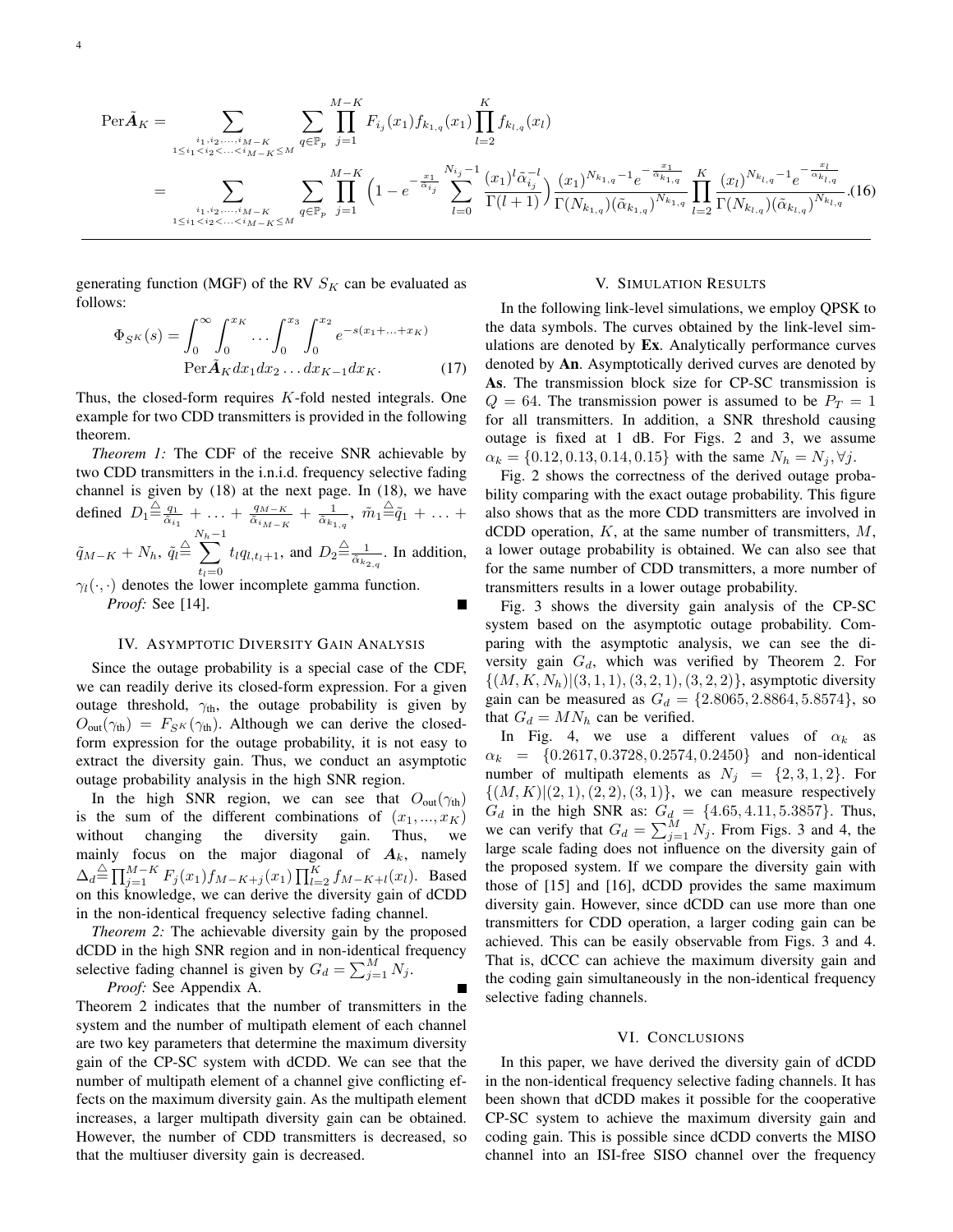$$
\begin{aligned}
\mathrm{Per}\tilde{\boldsymbol{A}}_K &= \sum_{\substack{i_1,i_2,\ldots,i_{M-K}\\ 1\le i_1<i_2<\ldots<i_{M-K}\le M}} \sum_{q\in\mathbb{P}_p} \prod_{j=1}^{M-K} F_{i_j}(x_1) f_{k_{1,q}}(x_1) \prod_{l=2}^{K} f_{k_{l,q}}(x_l) \\
&= \sum_{\substack{i_1,i_2,\ldots,i_{M-K}\\ 1\le i_1<i_2<\ldots<i_{M-K}\le M}} \sum_{q\in\mathbb{P}_p} \prod_{j=1}^{M-K} \left(1 - e^{-\frac{x_1}{\tilde{\alpha}_{i_j}}} \sum_{l=0}^{N_{i_j}-1} \frac{(x_1)^l \tilde{\alpha}_{i_j}^{-l}}{\Gamma(l+1)}\right) \frac{(x_1)^{N_{k_{1,q}}-1} e^{-\frac{x_1}{\tilde{\alpha}_{k_{1,q}}}}}{\Gamma(N_{k_{1,q}})(\tilde{\alpha}_{k_{1,q}})^{N_{k_{1,q}}}} \prod_{l=2}^{K} \frac{(x_l)^{N_{k_{l,q}}-1} e^{-\frac{x_l}{\tilde{\alpha}_{k_{l,q}}}}}{\Gamma(N_{k_{l,q}})(\tilde{\alpha}_{k_{l,q}})^{N_{k_{l,q}}}}. \quad (16)
\end{aligned}
$$

generating function (MGF) of the RV $S_K$ can be evaluated as follows:

$$
\Phi_{S^K}(s) = \int_0^\infty \int_0^{x_K} \ldots \int_0^{x_3} \int_0^{x_2} e^{-s(x_1+\ldots+x_K)} \mathrm{Per}\tilde{\boldsymbol{A}}_K dx_1 dx_2 \ldots dx_{K-1} dx_K. \quad (17)
$$

Thus, the closed-form requires $K$-fold nested integrals. One example for two CDD transmitters is provided in the following theorem.

*Theorem 1:* The CDF of the receive SNR achievable by two CDD transmitters in the i.n.i.d. frequency selective fading channel is given by (18) at the next page. In (18), we have defined $D_1 \stackrel{\triangle}{=} \frac{q_1}{\tilde{\alpha}_{i_1}} + \ldots + \frac{q_{M-K}}{\tilde{\alpha}_{i_{M-K}}} + \frac{1}{\tilde{\alpha}_{k_{1,q}}}$, $\tilde{m}_1 \stackrel{\triangle}{=} \tilde{q}_1 + \ldots + \tilde{q}_{M-K} + N_h$, $\tilde{q}_l \stackrel{\triangle}{=} \sum_{t_l=0}^{N_h-1} t_l q_{l,t_l+1}$, and $D_2 \stackrel{\triangle}{=} \frac{1}{\tilde{\alpha}_{k_{2,q}}}$. In addition, $\gamma_l(\cdot,\cdot)$ denotes the lower incomplete gamma function.

*Proof:* See [14]. ■

## IV. Asymptotic Diversity Gain Analysis

Since the outage probability is a special case of the CDF, we can readily derive its closed-form expression. For a given outage threshold, $\gamma_{\text{th}}$, the outage probability is given by $O_{\text{out}}(\gamma_{\text{th}}) = F_{S^K}(\gamma_{\text{th}})$. Although we can derive the closed-form expression for the outage probability, it is not easy to extract the diversity gain. Thus, we conduct an asymptotic outage probability analysis in the high SNR region.

In the high SNR region, we can see that $O_{\text{out}}(\gamma_{\text{th}})$ is the sum of the different combinations of $(x_1, ..., x_K)$ without changing the diversity gain. Thus, we mainly focus on the major diagonal of $\boldsymbol{A}_k$, namely $\Delta_d \stackrel{\triangle}{=} \prod_{j=1}^{M-K} F_j(x_1) f_{M-K+j}(x_1) \prod_{l=2}^{K} f_{M-K+l}(x_l)$. Based on this knowledge, we can derive the diversity gain of dCDD in the non-identical frequency selective fading channel.

*Theorem 2:* The achievable diversity gain by the proposed dCDD in the high SNR region and in non-identical frequency selective fading channel is given by $G_d = \sum_{j=1}^{M} N_j$.

*Proof:* See Appendix A. ■

Theorem 2 indicates that the number of transmitters in the system and the number of multipath element of each channel are two key parameters that determine the maximum diversity gain of the CP-SC system with dCDD. We can see that the number of multipath element of a channel give conflicting effects on the maximum diversity gain. As the multipath element increases, a larger multipath diversity gain can be obtained. However, the number of CDD transmitters is decreased, so that the multiuser diversity gain is decreased.

## V. Simulation Results

In the following link-level simulations, we employ QPSK to the data symbols. The curves obtained by the link-level simulations are denoted by **Ex**. Analytically performance curves denoted by **An**. Asymptotically derived curves are denoted by **As**. The transmission block size for CP-SC transmission is $Q = 64$. The transmission power is assumed to be $P_T = 1$ for all transmitters. In addition, a SNR threshold causing outage is fixed at 1 dB. For Figs. 2 and 3, we assume $\alpha_k = \{0.12, 0.13, 0.14, 0.15\}$ with the same $N_h = N_j, \forall j$.

Fig. 2 shows the correctness of the derived outage probability comparing with the exact outage probability. This figure also shows that as the more CDD transmitters are involved in dCDD operation, $K$, at the same number of transmitters, $M$, a lower outage probability is obtained. We can also see that for the same number of CDD transmitters, a more number of transmitters results in a lower outage probability.

Fig. 3 shows the diversity gain analysis of the CP-SC system based on the asymptotic outage probability. Comparing with the asymptotic analysis, we can see the diversity gain $G_d$, which was verified by Theorem 2. For $\{(M, K, N_h)|(3, 1, 1), (3, 2, 1), (3, 2, 2)\}$, asymptotic diversity gain can be measured as $G_d = \{2.8065, 2.8864, 5.8574\}$, so that $G_d = MN_h$ can be verified.

In Fig. 4, we use a different values of $\alpha_k$ as $\alpha_k = \{0.2617, 0.3728, 0.2574, 0.2450\}$ and non-identical number of multipath elements as $N_j = \{2, 3, 1, 2\}$. For $\{(M, K)|(2, 1), (2, 2), (3, 1)\}$, we can measure respectively $G_d$ in the high SNR as: $G_d = \{4.65, 4.11, 5.3857\}$. Thus, we can verify that $G_d = \sum_{j=1}^{M} N_j$. From Figs. 3 and 4, the large scale fading does not influence on the diversity gain of the proposed system. If we compare the diversity gain with those of [15] and [16], dCDD provides the same maximum diversity gain. However, since dCDD can use more than one transmitters for CDD operation, a larger coding gain can be achieved. This can be easily observable from Figs. 3 and 4. That is, dCCC can achieve the maximum diversity gain and the coding gain simultaneously in the non-identical frequency selective fading channels.

## VI. Conclusions

In this paper, we have derived the diversity gain of dCDD in the non-identical frequency selective fading channels. It has been shown that dCDD makes it possible for the cooperative CP-SC system to achieve the maximum diversity gain and coding gain. This is possible since dCDD converts the MISO channel into an ISI-free SISO channel over the frequency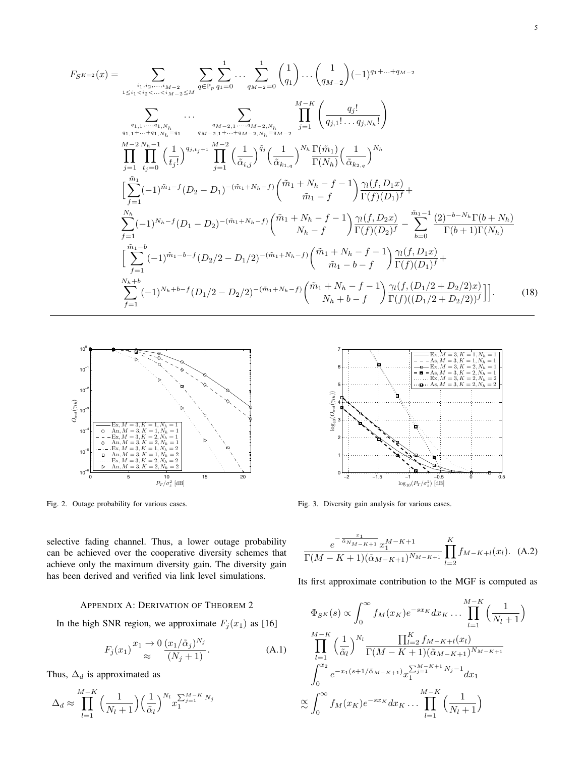$$
\begin{aligned}
F_{S^{K=2}}(x) = & \sum_{\substack{i_1,i_2,\ldots,i_{M-2} \\ 1\le i_1<i_2<\ldots<i_{M-2}\le M}} \sum_{q\in\mathbb{P}_p} \sum_{q_1=0}^{1} \cdots \sum_{q_{M-2}=0}^{1} \binom{1}{q_1} \cdots \binom{1}{q_{M-2}} (-1)^{q_1+\ldots+q_{M-2}} \\
& \sum_{\substack{q_{1,1},\ldots,q_{1,N_h} \\ q_{1,1}+\cdots+q_{1,N_h}=q_1}} \cdots \sum_{\substack{q_{M-2,1},\ldots,q_{M-2,N_h} \\ q_{M-2,1}+\cdots+q_{M-2,N_h}=q_{M-2}}} \prod_{j=1}^{M-K} \left( \frac{q_j!}{q_{j,1}!\ldots q_{j,N_h}!} \right) \\
& \prod_{j=1}^{M-2} \prod_{t_j=0}^{N_h-1} \Big(\frac{1}{t_j!}\Big)^{q_{j,t_j+1}} \prod_{j=1}^{M-2} \Big(\frac{1}{\tilde{\alpha}_{i,j}}\Big)^{\tilde{q}_j} \Big(\frac{1}{\tilde{\alpha}_{k_1,q}}\Big)^{N_h} \frac{\Gamma(\tilde{m}_1)}{\Gamma(N_h)} \Big(\frac{1}{\tilde{\alpha}_{k_2,q}}\Big)^{N_h} \\
& \Big[ \sum_{f=1}^{\tilde{m}_1} (-1)^{\tilde{m}_1-f} (D_2-D_1)^{-(\tilde{m}_1+N_h-f)} \binom{\tilde{m}_1+N_h-f-1}{\tilde{m}_1-f} \frac{\gamma_l(f,D_1x)}{\Gamma(f)(D_1)^f} + \\
& \sum_{f=1}^{N_h} (-1)^{N_h-f} (D_1-D_2)^{-(\tilde{m}_1+N_h-f)} \binom{\tilde{m}_1+N_h-f-1}{N_h-f} \frac{\gamma_l(f,D_2x)}{\Gamma(f)(D_2)^f} - \sum_{b=0}^{\tilde{m}_1-1} \frac{(2)^{-b-N_h}\Gamma(b+N_h)}{\Gamma(b+1)\Gamma(N_h)} \\
& \Big[ \sum_{f=1}^{\tilde{m}_1-b} (-1)^{\tilde{m}_1-b-f} (D_2/2-D_1/2)^{-(\tilde{m}_1+N_h-f)} \binom{\tilde{m}_1+N_h-f-1}{\tilde{m}_1-b-f} \frac{\gamma_l(f,D_1x)}{\Gamma(f)(D_1)^f} + \\
& \sum_{f=1}^{N_h+b} (-1)^{N_h+b-f} (D_1/2-D_2/2)^{-(\tilde{m}_1+N_h-f)} \binom{\tilde{m}_1+N_h-f-1}{N_h+b-f} \frac{\gamma_l(f,(D_1/2+D_2/2)x)}{\Gamma(f)((D_1/2+D_2/2))^f} \Big] \Big]. \qquad (18)
\end{aligned}
$$

Fig. 2. Outage probability for various cases.

Fig. 3. Diversity gain analysis for various cases.

selective fading channel. Thus, a lower outage probability can be achieved over the cooperative diversity schemes that achieve only the maximum diversity gain. The diversity gain has been derived and verified via link level simulations.

## Appendix A: Derivation of Theorem 2

In the high SNR region, we approximate $F_j(x_1)$ as [16]

$$
F_j(x_1) \overset{x_1\to 0}{\approx} \frac{(x_1/\tilde{\alpha}_j)^{N_j}}{(N_j+1)}. \qquad \text{(A.1)}
$$

Thus, $\Delta_d$ is approximated as

$$
\Delta_d \approx \prod_{l=1}^{M-K} \Big(\frac{1}{N_l+1}\Big)\Big(\frac{1}{\tilde{\alpha}_l}\Big)^{N_l} x_1^{\sum_{j=1}^{M-K} N_j}
$$

$$
\frac{e^{-\frac{x_1}{\tilde{\alpha}_{N_{M-K+1}}}} x_1^{M-K+1}}{\Gamma(M-K+1)(\tilde{\alpha}_{M-K+1})^{N_{M-K+1}}} \prod_{l=2}^{K} f_{M-K+l}(x_l). \qquad \text{(A.2)}
$$

Its first approximate contribution to the MGF is computed as

$$
\begin{aligned}
\Phi_{S^K}(s) \propto & \int_0^\infty f_M(x_K) e^{-sx_K} dx_K \ldots \prod_{l=1}^{M-K} \Big(\frac{1}{N_l+1}\Big) \\
& \prod_{l=1}^{M-K} \Big(\frac{1}{\tilde{\alpha}_l}\Big)^{N_l} \frac{\prod_{l=2}^{K} f_{M-K+l}(x_l)}{\Gamma(M-K+1)(\tilde{\alpha}_{M-K+1})^{N_{M-K+1}}} \\
& \int_0^{x_2} e^{-x_1(s+1/\tilde{\alpha}_{M-K+1})} x_1^{\sum_{j=1}^{M-K+1} N_j - 1} dx_1 \\
\overset{\propto}{\sim} & \int_0^\infty f_M(x_K) e^{-sx_K} dx_K \ldots \prod_{l=1}^{M-K} \Big(\frac{1}{N_l+1}\Big)
\end{aligned}
$$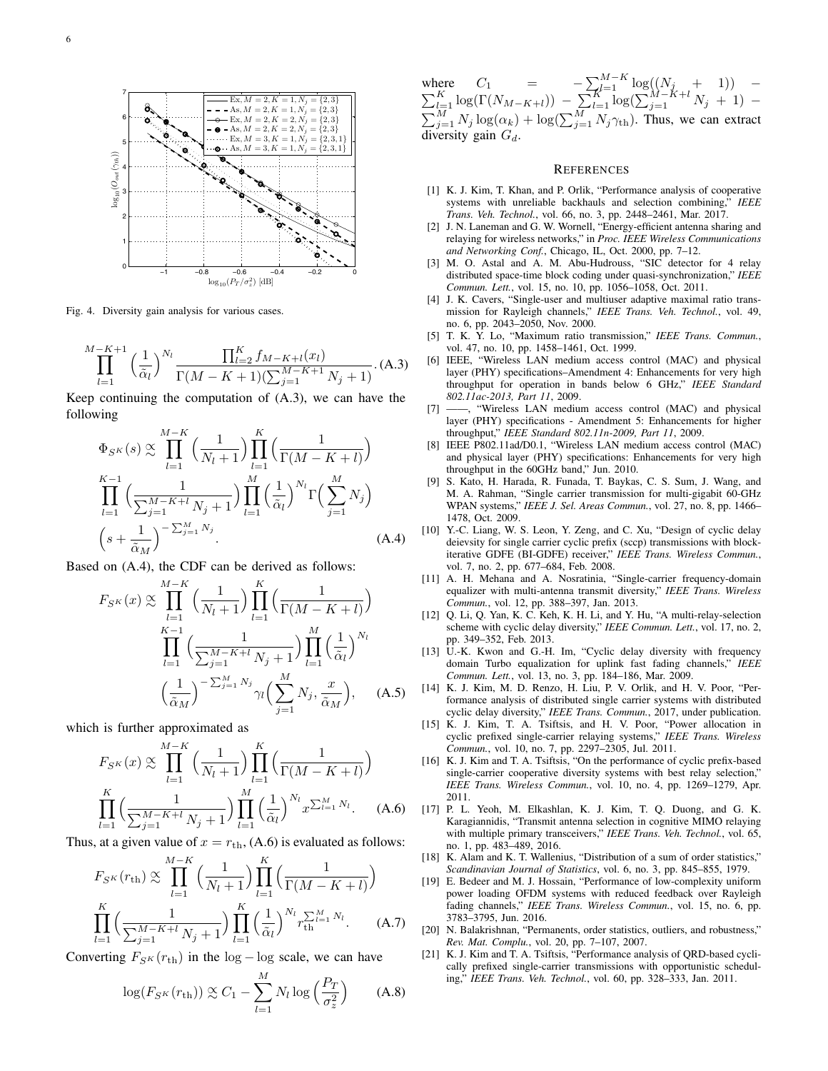$\log_{10}(O_{out}(\gamma_{th}))$

7
6
5
4
3
2
1
0

−1 −0.8 −0.6 −0.4 −0.2 0

$\log_{10}(P_T/\sigma_z^2)$ [dB]

Ex, $M=2, K=1, N_j=\{2,3\}$
As, $M=2, K=1, N_j=\{2,3\}$
Ex, $M=2, K=2, N_j=\{2,3\}$
As, $M=2, K=2, N_j=\{2,3\}$
Ex, $M=3, K=1, N_j=\{2,3,1\}$
As, $M=3, K=1, N_j=\{2,3,1\}$

Fig. 4. Diversity gain analysis for various cases.

$$\prod_{l=1}^{M-K+1}\Big(\frac{1}{\tilde{\alpha}_l}\Big)^{N_l}\frac{\prod_{l=2}^{K} f_{M-K+l}(x_l)}{\Gamma(M-K+1)(\sum_{j=1}^{M-K+1}N_j+1)}. \quad \text{(A.3)}$$

Keep continuing the computation of (A.3), we can have the following

$$\begin{aligned}\Phi_{S^K}(s) \precsim &\prod_{l=1}^{M-K}\Big(\frac{1}{N_l+1}\Big)\prod_{l=1}^{K}\Big(\frac{1}{\Gamma(M-K+l)}\Big)\\ &\prod_{l=1}^{K-1}\Big(\frac{1}{\sum_{j=1}^{M-K+l}N_j+1}\Big)\prod_{l=1}^{M}\Big(\frac{1}{\tilde{\alpha}_l}\Big)^{N_l}\Gamma\Big(\sum_{j=1}^{M}N_j\Big)\\ &\Big(s+\frac{1}{\tilde{\alpha}_M}\Big)^{-\sum_{j=1}^{M}N_j}. \end{aligned} \quad \text{(A.4)}$$

Based on (A.4), the CDF can be derived as follows:

$$\begin{aligned}F_{S^K}(x) \precsim &\prod_{l=1}^{M-K}\Big(\frac{1}{N_l+1}\Big)\prod_{l=1}^{K}\Big(\frac{1}{\Gamma(M-K+l)}\Big)\\ &\prod_{l=1}^{K-1}\Big(\frac{1}{\sum_{j=1}^{M-K+l}N_j+1}\Big)\prod_{l=1}^{M}\Big(\frac{1}{\tilde{\alpha}_l}\Big)^{N_l}\\ &\Big(\frac{1}{\tilde{\alpha}_M}\Big)^{-\sum_{j=1}^{M}N_j}\gamma_l\Big(\sum_{j=1}^{M}N_j,\frac{x}{\tilde{\alpha}_M}\Big), \end{aligned} \quad \text{(A.5)}$$

which is further approximated as

$$\begin{aligned}F_{S^K}(x) \precsim &\prod_{l=1}^{M-K}\Big(\frac{1}{N_l+1}\Big)\prod_{l=1}^{K}\Big(\frac{1}{\Gamma(M-K+l)}\Big)\\ &\prod_{l=1}^{K}\Big(\frac{1}{\sum_{j=1}^{M-K+l}N_j+1}\Big)\prod_{l=1}^{M}\Big(\frac{1}{\tilde{\alpha}_l}\Big)^{N_l}x^{\sum_{l=1}^{M}N_l}. \end{aligned} \quad \text{(A.6)}$$

Thus, at a given value of $x=r_{\rm th}$, (A.6) is evaluated as follows:

$$\begin{aligned}F_{S^K}(r_{\rm th}) \precsim &\prod_{l=1}^{M-K}\Big(\frac{1}{N_l+1}\Big)\prod_{l=1}^{K}\Big(\frac{1}{\Gamma(M-K+l)}\Big)\\ &\prod_{l=1}^{K}\Big(\frac{1}{\sum_{j=1}^{M-K+l}N_j+1}\Big)\prod_{l=1}^{K}\Big(\frac{1}{\tilde{\alpha}_l}\Big)^{N_l}r_{\rm th}^{\sum_{l=1}^{M}N_l}. \end{aligned} \quad \text{(A.7)}$$

Converting $F_{S^K}(r_{\rm th})$ in the $\log-\log$ scale, we can have

$$\log(F_{S^K}(r_{\rm th})) \precsim C_1 - \sum_{l=1}^{M}N_l\log\Big(\frac{P_T}{\sigma_z^2}\Big) \quad \text{(A.8)}$$

where $C_1 = -\sum_{l=1}^{M-K}\log((N_j+1)) - \sum_{l=1}^{K}\log(\Gamma(N_{M-K+l})) - \sum_{l=1}^{K}\log(\sum_{j=1}^{M-K+l}N_j+1) - \sum_{j=1}^{M}N_j\log(\alpha_k) + \log(\sum_{j=1}^{M}N_j\gamma_{\rm th})$. Thus, we can extract diversity gain $G_d$.

## REFERENCES

[1] K. J. Kim, T. Khan, and P. Orlik, "Performance analysis of cooperative systems with unreliable backhauls and selection combining," *IEEE Trans. Veh. Technol.*, vol. 66, no. 3, pp. 2448–2461, Mar. 2017.

[2] J. N. Laneman and G. W. Wornell, "Energy-efficient antenna sharing and relaying for wireless networks," in *Proc. IEEE Wireless Communications and Networking Conf.*, Chicago, IL, Oct. 2000, pp. 7–12.

[3] M. O. Astal and A. M. Abu-Hudrouss, "SIC detector for 4 relay distributed space-time block coding under quasi-synchronization," *IEEE Commun. Lett.*, vol. 15, no. 10, pp. 1056–1058, Oct. 2011.

[4] J. K. Cavers, "Single-user and multiuser adaptive maximal ratio transmission for Rayleigh channels," *IEEE Trans. Veh. Technol.*, vol. 49, no. 6, pp. 2043–2050, Nov. 2000.

[5] T. K. Y. Lo, "Maximum ratio transmission," *IEEE Trans. Commun.*, vol. 47, no. 10, pp. 1458–1461, Oct. 1999.

[6] IEEE, "Wireless LAN medium access control (MAC) and physical layer (PHY) specifications–Amendment 4: Enhancements for very high throughput for operation in bands below 6 GHz," *IEEE Standard 802.11ac-2013, Part 11*, 2009.

[7] ——, "Wireless LAN medium access control (MAC) and physical layer (PHY) specifications - Amendment 5: Enhancements for higher throughput," *IEEE Standard 802.11n-2009, Part 11*, 2009.

[8] IEEE P802.11ad/D0.1, "Wireless LAN medium access control (MAC) and physical layer (PHY) specifications: Enhancements for very high throughput in the 60GHz band," Jun. 2010.

[9] S. Kato, H. Harada, R. Funada, T. Baykas, C. S. Sum, J. Wang, and M. A. Rahman, "Single carrier transmission for multi-gigabit 60-GHz WPAN systems," *IEEE J. Sel. Areas Commun.*, vol. 27, no. 8, pp. 1466–1478, Oct. 2009.

[10] Y.-C. Liang, W. S. Leon, Y. Zeng, and C. Xu, "Design of cyclic delay deievsity for single carrier cyclic prefix (sccp) transmissions with block-iterative GDFE (BI-GDFE) receiver," *IEEE Trans. Wireless Commun.*, vol. 7, no. 2, pp. 677–684, Feb. 2008.

[11] A. H. Mehana and A. Nosratinia, "Single-carrier frequency-domain equalizer with multi-antenna transmit diversity," *IEEE Trans. Wireless Commun.*, vol. 12, pp. 388–397, Jan. 2013.

[12] Q. Li, Q. Yan, K. C. Keh, K. H. Li, and Y. Hu, "A multi-relay-selection scheme with cyclic delay diversity," *IEEE Commun. Lett.*, vol. 17, no. 2, pp. 349–352, Feb. 2013.

[13] U.-K. Kwon and G.-H. Im, "Cyclic delay diversity with frequency domain Turbo equalization for uplink fast fading channels," *IEEE Commun. Lett.*, vol. 13, no. 3, pp. 184–186, Mar. 2009.

[14] K. J. Kim, M. D. Renzo, H. Liu, P. V. Orlik, and H. V. Poor, "Performance analysis of distributed single carrier systems with distributed cyclic delay diversity," *IEEE Trans. Commun.*, 2017, under publication.

[15] K. J. Kim, T. A. Tsiftsis, and H. V. Poor, "Power allocation in cyclic prefixed single-carrier relaying systems," *IEEE Trans. Wireless Commun.*, vol. 10, no. 7, pp. 2297–2305, Jul. 2011.

[16] K. J. Kim and T. A. Tsiftsis, "On the performance of cyclic prefix-based single-carrier cooperative diversity systems with best relay selection," *IEEE Trans. Wireless Commun.*, vol. 10, no. 4, pp. 1269–1279, Apr. 2011.

[17] P. L. Yeoh, M. Elkashlan, K. J. Kim, T. Q. Duong, and G. K. Karagiannidis, "Transmit antenna selection in cognitive MIMO relaying with multiple primary transceivers," *IEEE Trans. Veh. Technol.*, vol. 65, no. 1, pp. 483–489, 2016.

[18] K. Alam and K. T. Wallenius, "Distribution of a sum of order statistics," *Scandinavian Journal of Statistics*, vol. 6, no. 3, pp. 845–855, 1979.

[19] E. Bedeer and M. J. Hossain, "Performance of low-complexity uniform power loading OFDM systems with reduced feedback over Rayleigh fading channels," *IEEE Trans. Wireless Commun.*, vol. 15, no. 6, pp. 3783–3795, Jun. 2016.

[20] N. Balakrishnan, "Permanents, order statistics, outliers, and robustness," *Rev. Mat. Complu.*, vol. 20, pp. 7–107, 2007.

[21] K. J. Kim and T. A. Tsiftsis, "Performance analysis of QRD-based cyclically prefixed single-carrier transmissions with opportunistic scheduling," *IEEE Trans. Veh. Technol.*, vol. 60, pp. 328–333, Jan. 2011.